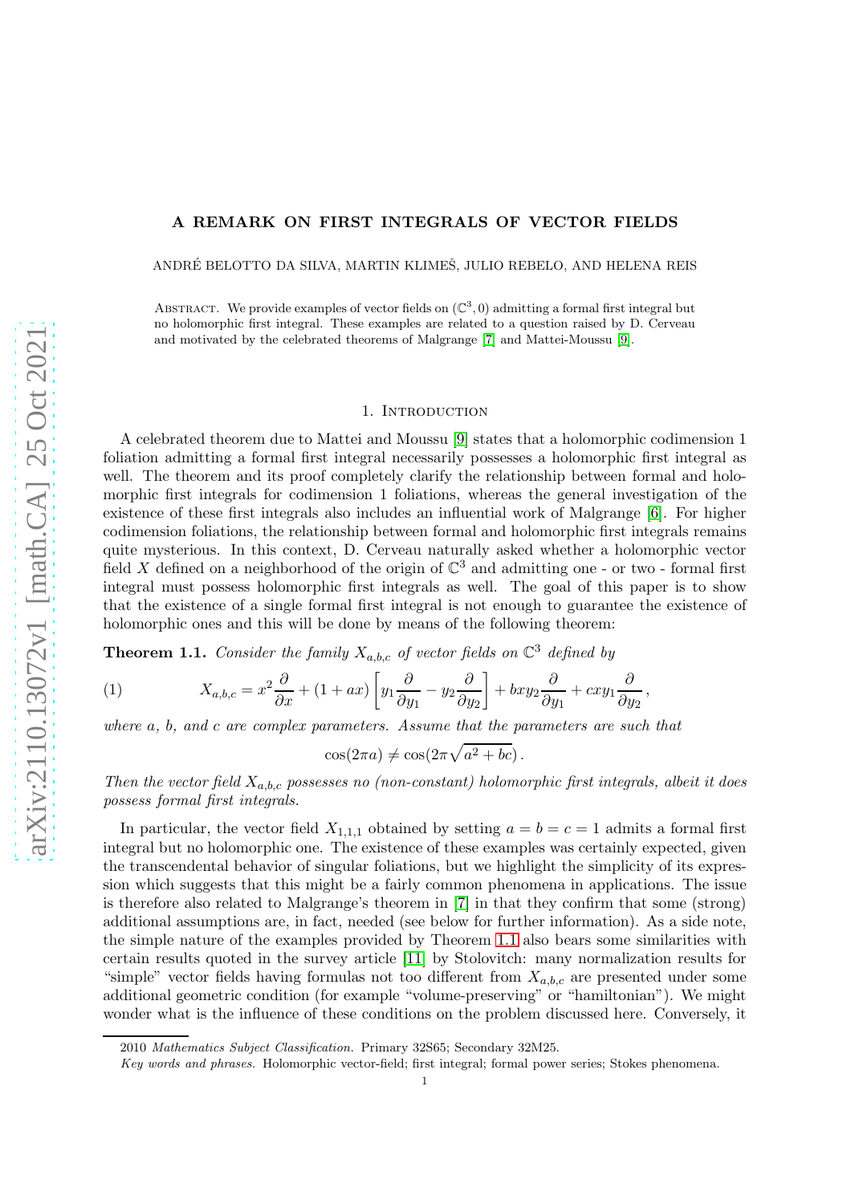# A REMARK ON FIRST INTEGRALS OF VECTOR FIELDS

ANDRÉ BELOTTO DA SILVA, MARTIN KLIMEŠ, JULIO REBELO, AND HELENA REIS

Abstract. We provide examples of vector fields on $(\mathbb{C}^3, 0)$ admitting a formal first integral but no holomorphic first integral. These examples are related to a question raised by D. Cerveau and motivated by the celebrated theorems of Malgrange [7] and Mattei-Moussu [9].

## 1. Introduction

A celebrated theorem due to Mattei and Moussu [9] states that a holomorphic codimension 1 foliation admitting a formal first integral necessarily possesses a holomorphic first integral as well. The theorem and its proof completely clarify the relationship between formal and holomorphic first integrals for codimension 1 foliations, whereas the general investigation of the existence of these first integrals also includes an influential work of Malgrange [6]. For higher codimension foliations, the relationship between formal and holomorphic first integrals remains quite mysterious. In this context, D. Cerveau naturally asked whether a holomorphic vector field $X$ defined on a neighborhood of the origin of $\mathbb{C}^3$ and admitting one - or two - formal first integral must possess holomorphic first integrals as well. The goal of this paper is to show that the existence of a single formal first integral is not enough to guarantee the existence of holomorphic ones and this will be done by means of the following theorem:

**Theorem 1.1.** *Consider the family $X_{a,b,c}$ of vector fields on $\mathbb{C}^3$ defined by*

$$X_{a,b,c} = x^2 \frac{\partial}{\partial x} + (1 + ax) \left[ y_1 \frac{\partial}{\partial y_1} - y_2 \frac{\partial}{\partial y_2} \right] + bxy_2 \frac{\partial}{\partial y_1} + cxy_1 \frac{\partial}{\partial y_2} , \tag{1}$$

*where $a$, $b$, and $c$ are complex parameters. Assume that the parameters are such that*

$$\cos(2\pi a) \neq \cos(2\pi \sqrt{a^2 + bc}) .$$

*Then the vector field $X_{a,b,c}$ possesses no (non-constant) holomorphic first integrals, albeit it does possess formal first integrals.*

In particular, the vector field $X_{1,1,1}$ obtained by setting $a = b = c = 1$ admits a formal first integral but no holomorphic one. The existence of these examples was certainly expected, given the transcendental behavior of singular foliations, but we highlight the simplicity of its expression which suggests that this might be a fairly common phenomena in applications. The issue is therefore also related to Malgrange's theorem in [7] in that they confirm that some (strong) additional assumptions are, in fact, needed (see below for further information). As a side note, the simple nature of the examples provided by Theorem 1.1 also bears some similarities with certain results quoted in the survey article [11] by Stolovitch: many normalization results for "simple" vector fields having formulas not too different from $X_{a,b,c}$ are presented under some additional geometric condition (for example "volume-preserving" or "hamiltonian"). We might wonder what is the influence of these conditions on the problem discussed here. Conversely, it

2010 *Mathematics Subject Classification.* Primary 32S65; Secondary 32M25.

*Key words and phrases.* Holomorphic vector-field; first integral; formal power series; Stokes phenomena.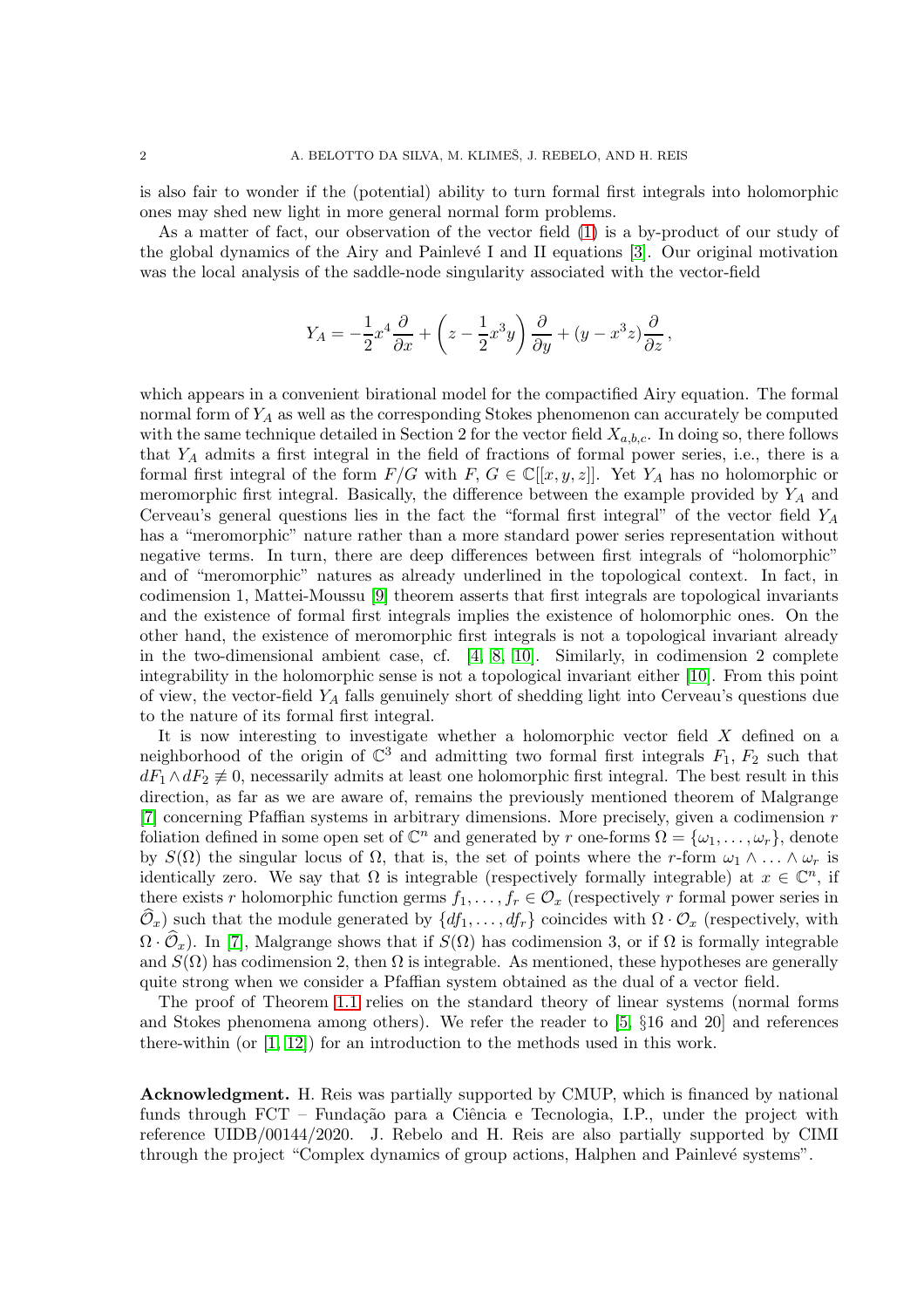is also fair to wonder if the (potential) ability to turn formal first integrals into holomorphic ones may shed new light in more general normal form problems.

As a matter of fact, our observation of the vector field (1) is a by-product of our study of the global dynamics of the Airy and Painlevé I and II equations [3]. Our original motivation was the local analysis of the saddle-node singularity associated with the vector-field

$$
Y_A = -\frac{1}{2}x^4\frac{\partial}{\partial x} + \left(z - \frac{1}{2}x^3 y\right)\frac{\partial}{\partial y} + (y - x^3 z)\frac{\partial}{\partial z}\,,
$$

which appears in a convenient birational model for the compactified Airy equation. The formal normal form of $Y_A$ as well as the corresponding Stokes phenomenon can accurately be computed with the same technique detailed in Section 2 for the vector field $X_{a,b,c}$. In doing so, there follows that $Y_A$ admits a first integral in the field of fractions of formal power series, i.e., there is a formal first integral of the form $F/G$ with $F, G \in \mathbb{C}[[x, y, z]]$. Yet $Y_A$ has no holomorphic or meromorphic first integral. Basically, the difference between the example provided by $Y_A$ and Cerveau's general questions lies in the fact the "formal first integral" of the vector field $Y_A$ has a "meromorphic" nature rather than a more standard power series representation without negative terms. In turn, there are deep differences between first integrals of "holomorphic" and of "meromorphic" natures as already underlined in the topological context. In fact, in codimension 1, Mattei-Moussu [9] theorem asserts that first integrals are topological invariants and the existence of formal first integrals implies the existence of holomorphic ones. On the other hand, the existence of meromorphic first integrals is not a topological invariant already in the two-dimensional ambient case, cf. [4, 8, 10]. Similarly, in codimension 2 complete integrability in the holomorphic sense is not a topological invariant either [10]. From this point of view, the vector-field $Y_A$ falls genuinely short of shedding light into Cerveau's questions due to the nature of its formal first integral.

It is now interesting to investigate whether a holomorphic vector field $X$ defined on a neighborhood of the origin of $\mathbb{C}^3$ and admitting two formal first integrals $F_1$, $F_2$ such that $dF_1 \wedge dF_2 \not\equiv 0$, necessarily admits at least one holomorphic first integral. The best result in this direction, as far as we are aware of, remains the previously mentioned theorem of Malgrange [7] concerning Pfaffian systems in arbitrary dimensions. More precisely, given a codimension $r$ foliation defined in some open set of $\mathbb{C}^n$ and generated by $r$ one-forms $\Omega = \{\omega_1, \ldots, \omega_r\}$, denote by $S(\Omega)$ the singular locus of $\Omega$, that is, the set of points where the $r$-form $\omega_1 \wedge \ldots \wedge \omega_r$ is identically zero. We say that $\Omega$ is integrable (respectively formally integrable) at $x \in \mathbb{C}^n$, if there exists $r$ holomorphic function germs $f_1, \ldots, f_r \in \mathcal{O}_x$ (respectively $r$ formal power series in $\widehat{\mathcal{O}}_x$) such that the module generated by $\{df_1, \ldots, df_r\}$ coincides with $\Omega \cdot \mathcal{O}_x$ (respectively, with $\Omega \cdot \widehat{\mathcal{O}}_x$). In [7], Malgrange shows that if $S(\Omega)$ has codimension 3, or if $\Omega$ is formally integrable and $S(\Omega)$ has codimension 2, then $\Omega$ is integrable. As mentioned, these hypotheses are generally quite strong when we consider a Pfaffian system obtained as the dual of a vector field.

The proof of Theorem 1.1 relies on the standard theory of linear systems (normal forms and Stokes phenomena among others). We refer the reader to [5, §16 and 20] and references there-within (or [1, 12]) for an introduction to the methods used in this work.

**Acknowledgment.** H. Reis was partially supported by CMUP, which is financed by national funds through FCT – Fundação para a Ciência e Tecnologia, I.P., under the project with reference UIDB/00144/2020. J. Rebelo and H. Reis are also partially supported by CIMI through the project "Complex dynamics of group actions, Halphen and Painlevé systems".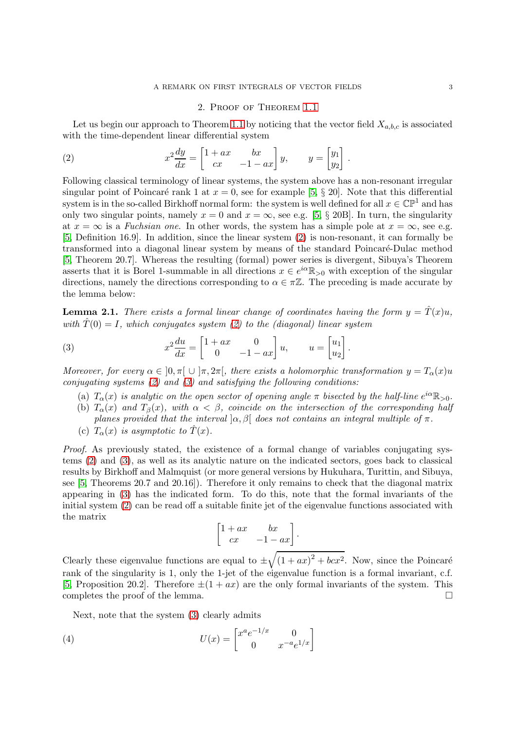## 2. Proof of Theorem 1.1

Let us begin our approach to Theorem 1.1 by noticing that the vector field $X_{a,b,c}$ is associated with the time-dependent linear differential system

$$x^2 \frac{dy}{dx} = \begin{bmatrix} 1+ax & bx \\ cx & -1-ax \end{bmatrix} y, \qquad y = \begin{bmatrix} y_1 \\ y_2 \end{bmatrix}. \tag{2}$$

Following classical terminology of linear systems, the system above has a non-resonant irregular singular point of Poincaré rank 1 at $x = 0$, see for example [5, § 20]. Note that this differential system is in the so-called Birkhoff normal form: the system is well defined for all $x \in \mathbb{CP}^1$ and has only two singular points, namely $x = 0$ and $x = \infty$, see e.g. [5, § 20B]. In turn, the singularity at $x = \infty$ is a *Fuchsian one*. In other words, the system has a simple pole at $x = \infty$, see e.g. [5, Definition 16.9]. In addition, since the linear system (2) is non-resonant, it can formally be transformed into a diagonal linear system by means of the standard Poincaré-Dulac method [5, Theorem 20.7]. Whereas the resulting (formal) power series is divergent, Sibuya's Theorem asserts that it is Borel 1-summable in all directions $x \in e^{i\alpha}\mathbb{R}_{>0}$ with exception of the singular directions, namely the directions corresponding to $\alpha \in \pi\mathbb{Z}$. The preceding is made accurate by the lemma below:

**Lemma 2.1.** *There exists a formal linear change of coordinates having the form $y = \hat{T}(x)u$, with $\hat{T}(0) = I$, which conjugates system (2) to the (diagonal) linear system*

$$x^2 \frac{du}{dx} = \begin{bmatrix} 1+ax & 0 \\ 0 & -1-ax \end{bmatrix} u, \qquad u = \begin{bmatrix} u_1 \\ u_2 \end{bmatrix}. \tag{3}$$

*Moreover, for every $\alpha \in \,]0,\pi[\, \cup \,]\pi, 2\pi[$, there exists a holomorphic transformation $y = T_\alpha(x)u$ conjugating systems (2) and (3) and satisfying the following conditions:*

- (a) *$T_\alpha(x)$ is analytic on the open sector of opening angle $\pi$ bisected by the half-line $e^{i\alpha}\mathbb{R}_{>0}$.*
- (b) *$T_\alpha(x)$ and $T_\beta(x)$, with $\alpha < \beta$, coincide on the intersection of the corresponding half planes provided that the interval $]\alpha, \beta[$ does not contains an integral multiple of $\pi$.*
- (c) *$T_\alpha(x)$ is asymptotic to $\hat{T}(x)$.*

*Proof.* As previously stated, the existence of a formal change of variables conjugating systems (2) and (3), as well as its analytic nature on the indicated sectors, goes back to classical results by Birkhoff and Malmquist (or more general versions by Hukuhara, Turittin, and Sibuya, see [5, Theorems 20.7 and 20.16]). Therefore it only remains to check that the diagonal matrix appearing in (3) has the indicated form. To do this, note that the formal invariants of the initial system (2) can be read off a suitable finite jet of the eigenvalue functions associated with the matrix

$$\begin{bmatrix} 1+ax & bx \\ cx & -1-ax \end{bmatrix}.$$

Clearly these eigenvalue functions are equal to $\pm\sqrt{(1+ax)^2 + bcx^2}$. Now, since the Poincaré rank of the singularity is 1, only the 1-jet of the eigenvalue function is a formal invariant, c.f. [5, Proposition 20.2]. Therefore $\pm(1 + ax)$ are the only formal invariants of the system. This completes the proof of the lemma. $\square$

Next, note that the system (3) clearly admits

$$U(x) = \begin{bmatrix} x^a e^{-1/x} & 0 \\ 0 & x^{-a} e^{1/x} \end{bmatrix} \tag{4}$$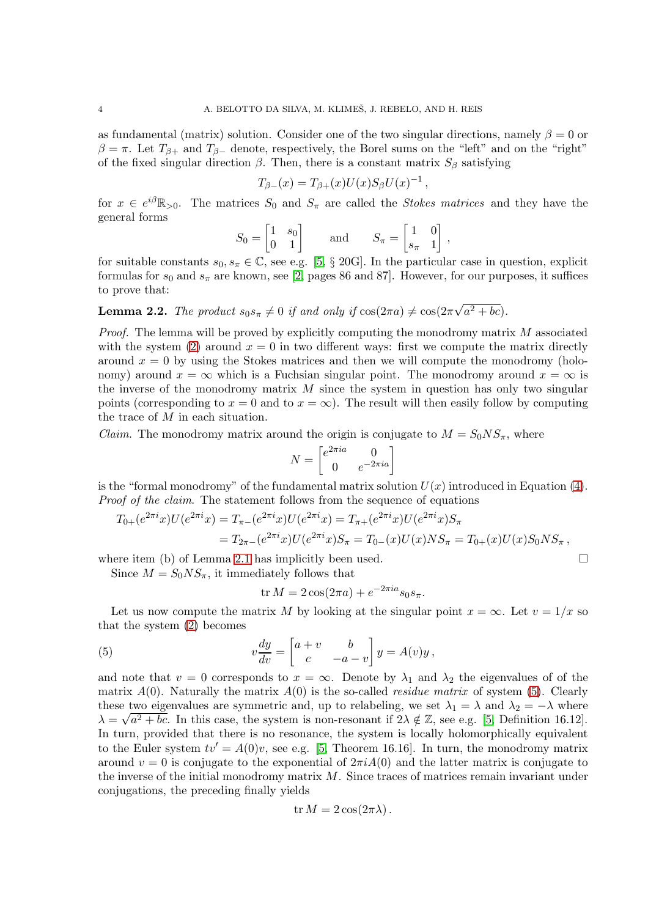as fundamental (matrix) solution. Consider one of the two singular directions, namely $\beta = 0$ or $\beta = \pi$. Let $T_{\beta+}$ and $T_{\beta-}$ denote, respectively, the Borel sums on the "left" and on the "right" of the fixed singular direction $\beta$. Then, there is a constant matrix $S_\beta$ satisfying

$$T_{\beta-}(x) = T_{\beta+}(x)U(x)S_\beta U(x)^{-1}\,,$$

for $x \in e^{i\beta}\mathbb{R}_{>0}$. The matrices $S_0$ and $S_\pi$ are called the *Stokes matrices* and they have the general forms

$$S_0 = \begin{bmatrix} 1 & s_0 \\ 0 & 1 \end{bmatrix} \qquad \text{and} \qquad S_\pi = \begin{bmatrix} 1 & 0 \\ s_\pi & 1 \end{bmatrix}\,,$$

for suitable constants $s_0, s_\pi \in \mathbb{C}$, see e.g. [5, § 20G]. In the particular case in question, explicit formulas for $s_0$ and $s_\pi$ are known, see [2, pages 86 and 87]. However, for our purposes, it suffices to prove that:

**Lemma 2.2.** *The product $s_0 s_\pi \neq 0$ if and only if $\cos(2\pi a) \neq \cos(2\pi\sqrt{a^2+bc})$.*

*Proof.* The lemma will be proved by explicitly computing the monodromy matrix $M$ associated with the system (2) around $x = 0$ in two different ways: first we compute the matrix directly around $x = 0$ by using the Stokes matrices and then we will compute the monodromy (holonomy) around $x = \infty$ which is a Fuchsian singular point. The monodromy around $x = \infty$ is the inverse of the monodromy matrix $M$ since the system in question has only two singular points (corresponding to $x = 0$ and to $x = \infty$). The result will then easily follow by computing the trace of $M$ in each situation.

*Claim.* The monodromy matrix around the origin is conjugate to $M = S_0 N S_\pi$, where

$$N = \begin{bmatrix} e^{2\pi i a} & 0 \\ 0 & e^{-2\pi i a} \end{bmatrix}$$

is the "formal monodromy" of the fundamental matrix solution $U(x)$ introduced in Equation (4).
*Proof of the claim.* The statement follows from the sequence of equations

$$\begin{aligned} T_{0+}(e^{2\pi i}x)U(e^{2\pi i}x) &= T_{\pi-}(e^{2\pi i}x)U(e^{2\pi i}x) = T_{\pi+}(e^{2\pi i}x)U(e^{2\pi i}x)S_\pi \\ &= T_{2\pi-}(e^{2\pi i}x)U(e^{2\pi i}x)S_\pi = T_{0-}(x)U(x)NS_\pi = T_{0+}(x)U(x)S_0NS_\pi\,, \end{aligned}$$

where item (b) of Lemma 2.1 has implicitly been used. $\square$

Since $M = S_0 N S_\pi$, it immediately follows that

$$\operatorname{tr} M = 2\cos(2\pi a) + e^{-2\pi i a} s_0 s_\pi.$$

Let us now compute the matrix $M$ by looking at the singular point $x = \infty$. Let $v = 1/x$ so that the system (2) becomes

$$v\frac{dy}{dv} = \begin{bmatrix} a+v & b \\ c & -a-v \end{bmatrix} y = A(v)y\,, \tag{5}$$

and note that $v = 0$ corresponds to $x = \infty$. Denote by $\lambda_1$ and $\lambda_2$ the eigenvalues of of the matrix $A(0)$. Naturally the matrix $A(0)$ is the so-called *residue matrix* of system (5). Clearly these two eigenvalues are symmetric and, up to relabeling, we set $\lambda_1 = \lambda$ and $\lambda_2 = -\lambda$ where $\lambda = \sqrt{a^2+bc}$. In this case, the system is non-resonant if $2\lambda \notin \mathbb{Z}$, see e.g. [5, Definition 16.12]. In turn, provided that there is no resonance, the system is locally holomorphically equivalent to the Euler system $tv' = A(0)v$, see e.g. [5, Theorem 16.16]. In turn, the monodromy matrix around $v = 0$ is conjugate to the exponential of $2\pi i A(0)$ and the latter matrix is conjugate to the inverse of the initial monodromy matrix $M$. Since traces of matrices remain invariant under conjugations, the preceding finally yields

$$\operatorname{tr} M = 2\cos(2\pi\lambda)\,.$$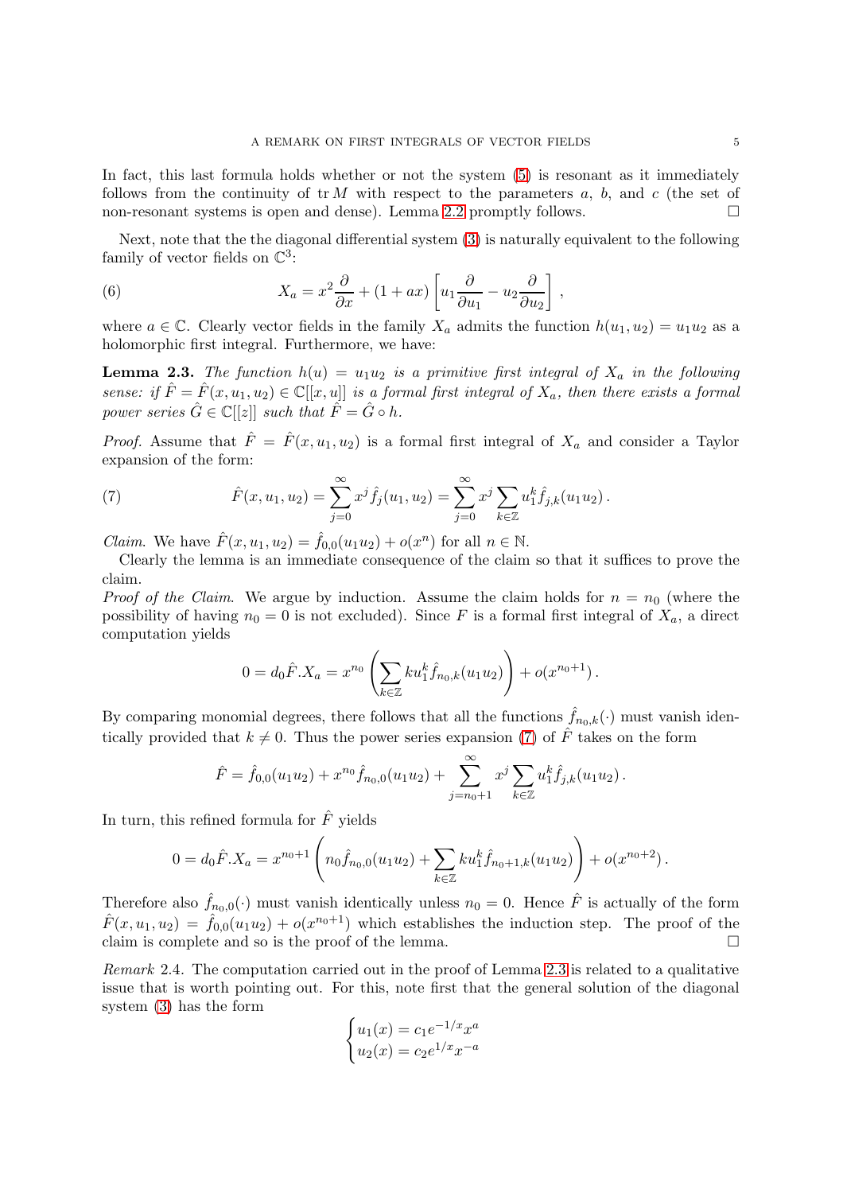In fact, this last formula holds whether or not the system (5) is resonant as it immediately follows from the continuity of $\operatorname{tr} M$ with respect to the parameters $a$, $b$, and $c$ (the set of non-resonant systems is open and dense). Lemma 2.2 promptly follows. $\square$

Next, note that the the diagonal differential system (3) is naturally equivalent to the following family of vector fields on $\mathbb{C}^3$:

$$
X_a = x^2 \frac{\partial}{\partial x} + (1 + ax) \left[ u_1 \frac{\partial}{\partial u_1} - u_2 \frac{\partial}{\partial u_2} \right] , \tag{6}
$$

where $a \in \mathbb{C}$. Clearly vector fields in the family $X_a$ admits the function $h(u_1, u_2) = u_1 u_2$ as a holomorphic first integral. Furthermore, we have:

**Lemma 2.3.** *The function $h(u) = u_1 u_2$ is a primitive first integral of $X_a$ in the following sense: if $\hat{F} = \hat{F}(x, u_1, u_2) \in \mathbb{C}[[x, u]]$ is a formal first integral of $X_a$, then there exists a formal power series $\hat{G} \in \mathbb{C}[[z]]$ such that $\hat{F} = \hat{G} \circ h$.*

*Proof.* Assume that $\hat{F} = \hat{F}(x, u_1, u_2)$ is a formal first integral of $X_a$ and consider a Taylor expansion of the form:

$$
\hat{F}(x, u_1, u_2) = \sum_{j=0}^{\infty} x^j \hat{f}_j(u_1, u_2) = \sum_{j=0}^{\infty} x^j \sum_{k \in \mathbb{Z}} u_1^k \hat{f}_{j,k}(u_1 u_2) \, . \tag{7}
$$

*Claim.* We have $\hat{F}(x, u_1, u_2) = \hat{f}_{0,0}(u_1 u_2) + o(x^n)$ for all $n \in \mathbb{N}$.

Clearly the lemma is an immediate consequence of the claim so that it suffices to prove the claim.

*Proof of the Claim.* We argue by induction. Assume the claim holds for $n = n_0$ (where the possibility of having $n_0 = 0$ is not excluded). Since $F$ is a formal first integral of $X_a$, a direct computation yields

$$
0 = d_0 \hat{F} . X_a = x^{n_0} \left( \sum_{k \in \mathbb{Z}} k u_1^k \hat{f}_{n_0,k}(u_1 u_2) \right) + o(x^{n_0+1}) \, .
$$

By comparing monomial degrees, there follows that all the functions $\hat{f}_{n_0,k}(\cdot)$ must vanish identically provided that $k \neq 0$. Thus the power series expansion (7) of $\hat{F}$ takes on the form

$$
\hat{F} = \hat{f}_{0,0}(u_1 u_2) + x^{n_0} \hat{f}_{n_0,0}(u_1 u_2) + \sum_{j=n_0+1}^{\infty} x^j \sum_{k \in \mathbb{Z}} u_1^k \hat{f}_{j,k}(u_1 u_2) \, .
$$

In turn, this refined formula for $\hat{F}$ yields

$$
0 = d_0 \hat{F} . X_a = x^{n_0+1} \left( n_0 \hat{f}_{n_0,0}(u_1 u_2) + \sum_{k \in \mathbb{Z}} k u_1^k \hat{f}_{n_0+1,k}(u_1 u_2) \right) + o(x^{n_0+2}) \, .
$$

Therefore also $\hat{f}_{n_0,0}(\cdot)$ must vanish identically unless $n_0 = 0$. Hence $\hat{F}$ is actually of the form $\hat{F}(x, u_1, u_2) = \hat{f}_{0,0}(u_1 u_2) + o(x^{n_0+1})$ which establishes the induction step. The proof of the claim is complete and so is the proof of the lemma. $\square$

*Remark* 2.4. The computation carried out in the proof of Lemma 2.3 is related to a qualitative issue that is worth pointing out. For this, note first that the general solution of the diagonal system (3) has the form

$$
\begin{cases} u_1(x) = c_1 e^{-1/x} x^a \\ u_2(x) = c_2 e^{1/x} x^{-a} \end{cases}
$$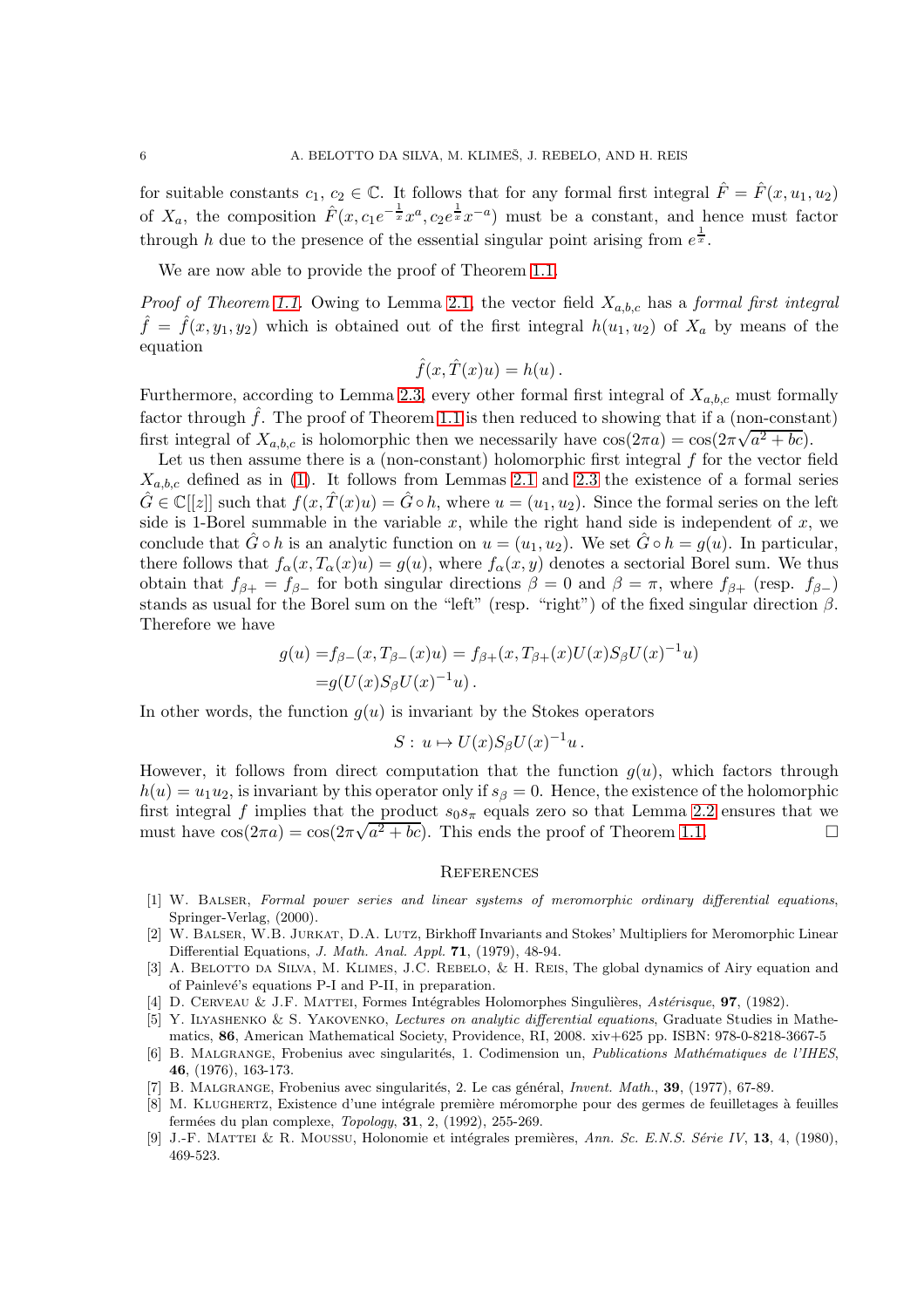for suitable constants $c_1, c_2 \in \mathbb{C}$. It follows that for any formal first integral $\hat{F} = \hat{F}(x, u_1, u_2)$ of $X_a$, the composition $\hat{F}(x, c_1 e^{-\frac{1}{x}} x^a, c_2 e^{\frac{1}{x}} x^{-a})$ must be a constant, and hence must factor through $h$ due to the presence of the essential singular point arising from $e^{\frac{1}{x}}$.

We are now able to provide the proof of Theorem 1.1.

*Proof of Theorem 1.1.* Owing to Lemma 2.1, the vector field $X_{a,b,c}$ has a *formal first integral* $\hat{f} = \hat{f}(x, y_1, y_2)$ which is obtained out of the first integral $h(u_1, u_2)$ of $X_a$ by means of the equation

$$\hat{f}(x, \hat{T}(x)u) = h(u)\,.$$

Furthermore, according to Lemma 2.3, every other formal first integral of $X_{a,b,c}$ must formally factor through $\hat{f}$. The proof of Theorem 1.1 is then reduced to showing that if a (non-constant) first integral of $X_{a,b,c}$ is holomorphic then we necessarily have $\cos(2\pi a) = \cos(2\pi\sqrt{a^2+bc})$.

Let us then assume there is a (non-constant) holomorphic first integral $f$ for the vector field $X_{a,b,c}$ defined as in (1). It follows from Lemmas 2.1 and 2.3 the existence of a formal series $\hat{G} \in \mathbb{C}[[z]]$ such that $f(x, \hat{T}(x)u) = \hat{G} \circ h$, where $u = (u_1, u_2)$. Since the formal series on the left side is 1-Borel summable in the variable $x$, while the right hand side is independent of $x$, we conclude that $\hat{G} \circ h$ is an analytic function on $u = (u_1, u_2)$. We set $\hat{G} \circ h = g(u)$. In particular, there follows that $f_\alpha(x, T_\alpha(x)u) = g(u)$, where $f_\alpha(x, y)$ denotes a sectorial Borel sum. We thus obtain that $f_{\beta+} = f_{\beta-}$ for both singular directions $\beta = 0$ and $\beta = \pi$, where $f_{\beta+}$ (resp. $f_{\beta-}$) stands as usual for the Borel sum on the "left" (resp. "right") of the fixed singular direction $\beta$. Therefore we have

$$\begin{aligned} g(u) =& f_{\beta-}(x, T_{\beta-}(x)u) = f_{\beta+}(x, T_{\beta+}(x)U(x)S_\beta U(x)^{-1}u) \\ =& g(U(x)S_\beta U(x)^{-1}u)\,. \end{aligned}$$

In other words, the function $g(u)$ is invariant by the Stokes operators

$$S:\, u \mapsto U(x)S_\beta U(x)^{-1}u\,.$$

However, it follows from direct computation that the function $g(u)$, which factors through $h(u) = u_1u_2$, is invariant by this operator only if $s_\beta = 0$. Hence, the existence of the holomorphic first integral $f$ implies that the product $s_0 s_\pi$ equals zero so that Lemma 2.2 ensures that we must have $\cos(2\pi a) = \cos(2\pi\sqrt{a^2+bc})$. This ends the proof of Theorem 1.1. □

## References

[1] W. Balser, *Formal power series and linear systems of meromorphic ordinary differential equations*, Springer-Verlag, (2000).

[2] W. Balser, W.B. Jurkat, D.A. Lutz, Birkhoff Invariants and Stokes' Multipliers for Meromorphic Linear Differential Equations, *J. Math. Anal. Appl.* **71**, (1979), 48-94.

[3] A. Belotto da Silva, M. Klimes, J.C. Rebelo, & H. Reis, The global dynamics of Airy equation and of Painlevé's equations P-I and P-II, in preparation.

[4] D. Cerveau & J.F. Mattei, Formes Intégrables Holomorphes Singulières, *Astérisque*, **97**, (1982).

[5] Y. Ilyashenko & S. Yakovenko, *Lectures on analytic differential equations*, Graduate Studies in Mathematics, **86**, American Mathematical Society, Providence, RI, 2008. xiv+625 pp. ISBN: 978-0-8218-3667-5

[6] B. Malgrange, Frobenius avec singularités, 1. Codimension un, *Publications Mathématiques de l'IHES*, **46**, (1976), 163-173.

[7] B. Malgrange, Frobenius avec singularités, 2. Le cas général, *Invent. Math.*, **39**, (1977), 67-89.

[8] M. Klughertz, Existence d'une intégrale première méromorphe pour des germes de feuilletages à feuilles fermées du plan complexe, *Topology*, **31**, 2, (1992), 255-269.

[9] J.-F. Mattei & R. Moussu, Holonomie et intégrales premières, *Ann. Sc. E.N.S. Série IV*, **13**, 4, (1980), 469-523.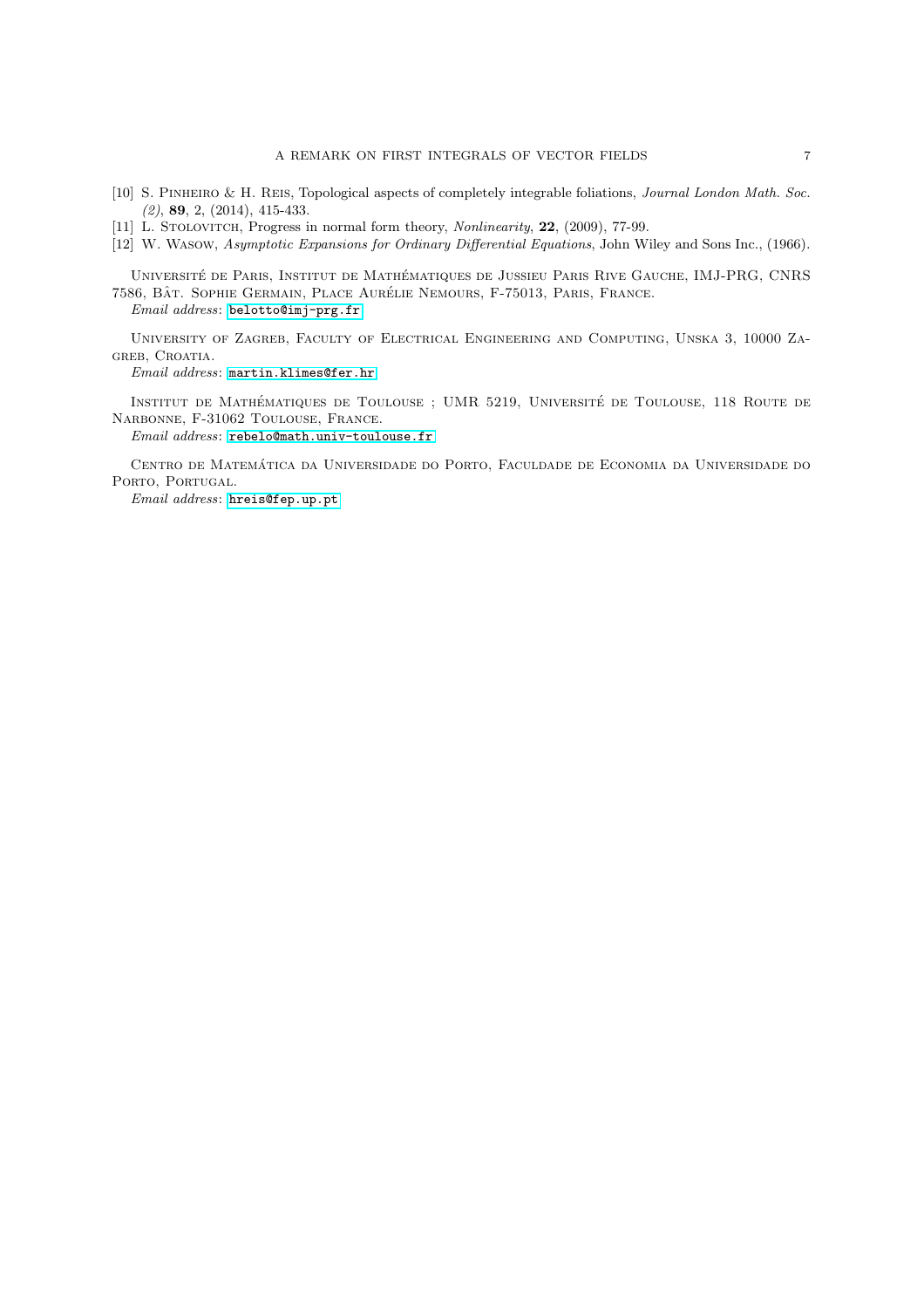[10] S. Pinheiro & H. Reis, Topological aspects of completely integrable foliations, *Journal London Math. Soc. (2)*, **89**, 2, (2014), 415-433.

[11] L. Stolovitch, Progress in normal form theory, *Nonlinearity*, **22**, (2009), 77-99.

[12] W. Wasow, *Asymptotic Expansions for Ordinary Differential Equations*, John Wiley and Sons Inc., (1966).

Université de Paris, Institut de Mathématiques de Jussieu Paris Rive Gauche, IMJ-PRG, CNRS 7586, Bât. Sophie Germain, Place Aurélie Nemours, F-75013, Paris, France.
*Email address*: belotto@imj-prg.fr

University of Zagreb, Faculty of Electrical Engineering and Computing, Unska 3, 10000 Zagreb, Croatia.
*Email address*: martin.klimes@fer.hr

Institut de Mathématiques de Toulouse ; UMR 5219, Université de Toulouse, 118 Route de Narbonne, F-31062 Toulouse, France.
*Email address*: rebelo@math.univ-toulouse.fr

Centro de Matemática da Universidade do Porto, Faculdade de Economia da Universidade do Porto, Portugal.
*Email address*: hreis@fep.up.pt